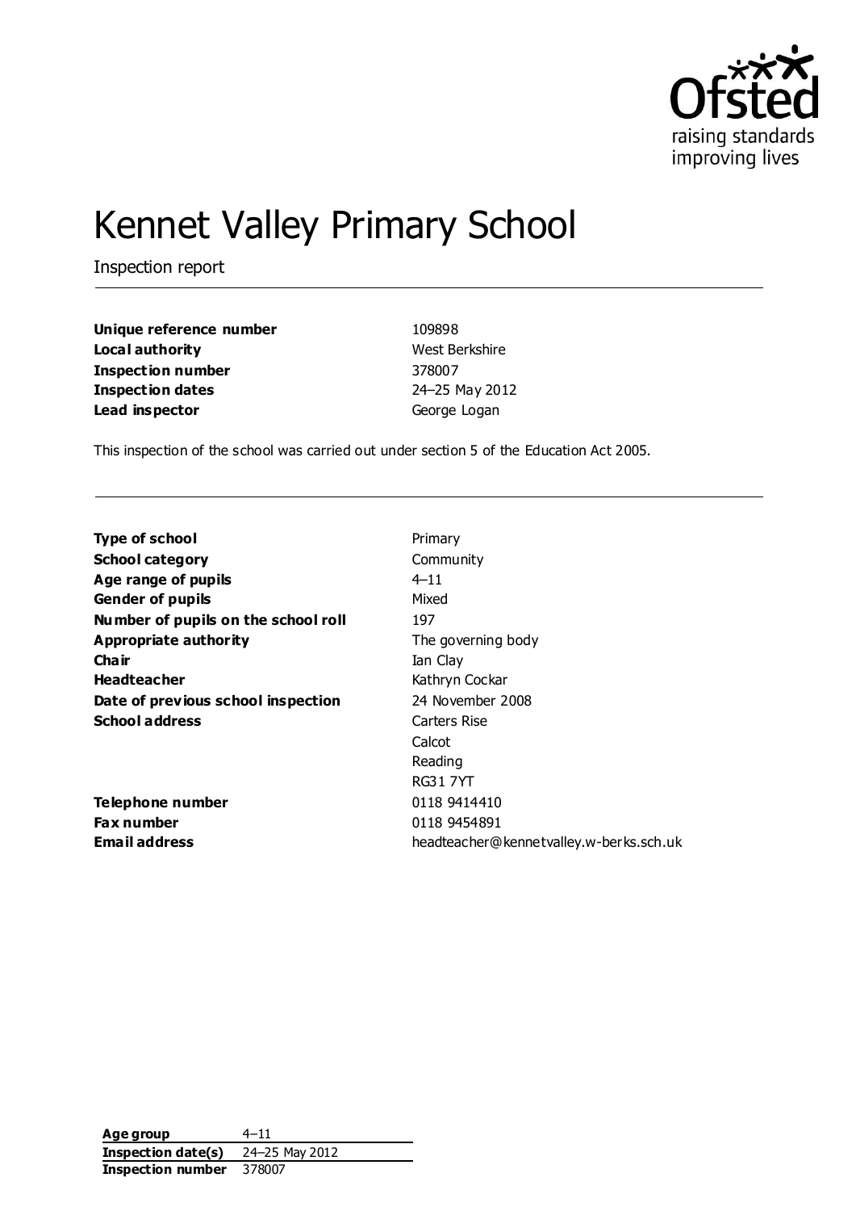Ofsted
raising standards
improving lives

# Kennet Valley Primary School

Inspection report

| | |
|---|---|
| **Unique reference number** | 109898 |
| **Local authority** | West Berkshire |
| **Inspection number** | 378007 |
| **Inspection dates** | 24–25 May 2012 |
| **Lead inspector** | George Logan |

This inspection of the school was carried out under section 5 of the Education Act 2005.

| | |
|---|---|
| **Type of school** | Primary |
| **School category** | Community |
| **Age range of pupils** | 4–11 |
| **Gender of pupils** | Mixed |
| **Number of pupils on the school roll** | 197 |
| **Appropriate authority** | The governing body |
| **Chair** | Ian Clay |
| **Headteacher** | Kathryn Cockar |
| **Date of previous school inspection** | 24 November 2008 |
| **School address** | Carters Rise<br>Calcot<br>Reading<br>RG31 7YT |
| **Telephone number** | 0118 9414410 |
| **Fax number** | 0118 9454891 |
| **Email address** | headteacher@kennetvalley.w-berks.sch.uk |

| | |
|---|---|
| **Age group** | 4–11 |
| **Inspection date(s)** | 24–25 May 2012 |
| **Inspection number** | 378007 |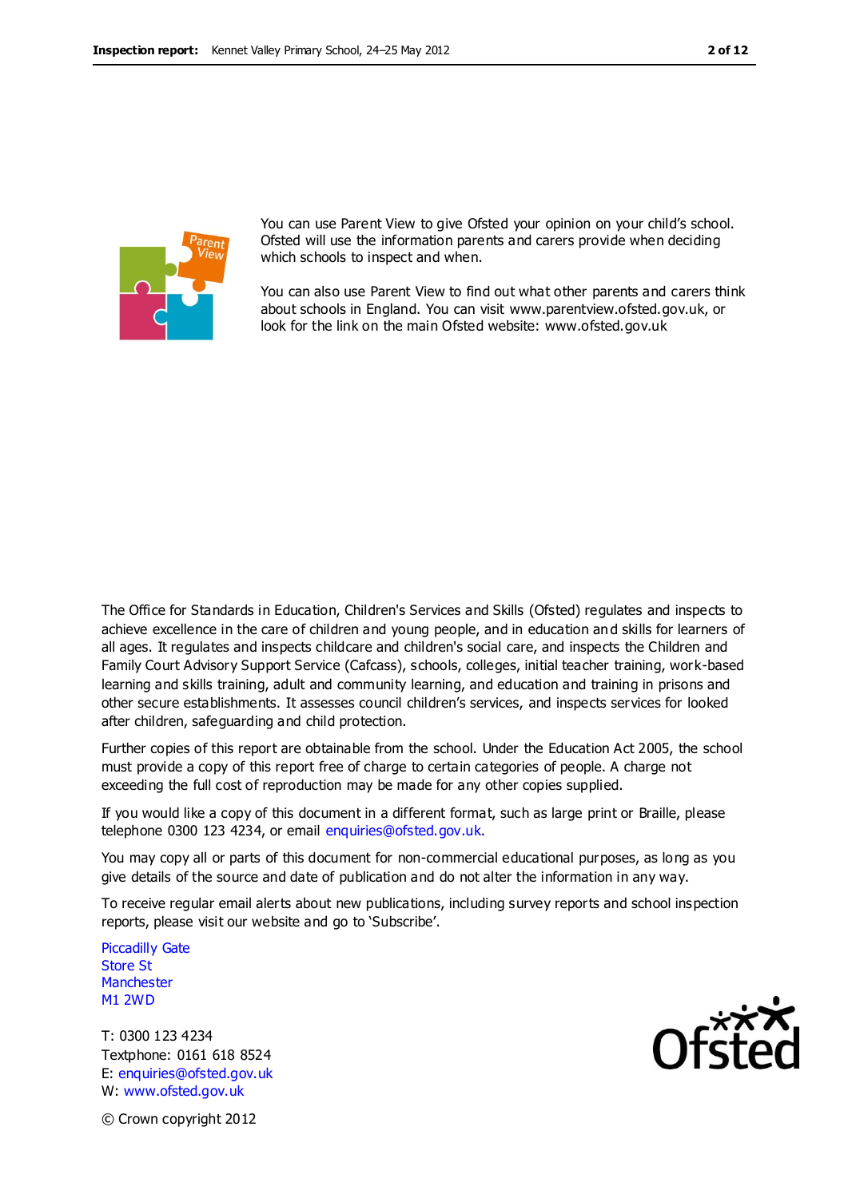You can use Parent View to give Ofsted your opinion on your child's school. Ofsted will use the information parents and carers provide when deciding which schools to inspect and when.

You can also use Parent View to find out what other parents and carers think about schools in England. You can visit www.parentview.ofsted.gov.uk, or look for the link on the main Ofsted website: www.ofsted.gov.uk

The Office for Standards in Education, Children's Services and Skills (Ofsted) regulates and inspects to achieve excellence in the care of children and young people, and in education and skills for learners of all ages. It regulates and inspects childcare and children's social care, and inspects the Children and Family Court Advisory Support Service (Cafcass), schools, colleges, initial teacher training, work-based learning and skills training, adult and community learning, and education and training in prisons and other secure establishments. It assesses council children's services, and inspects services for looked after children, safeguarding and child protection.

Further copies of this report are obtainable from the school. Under the Education Act 2005, the school must provide a copy of this report free of charge to certain categories of people. A charge not exceeding the full cost of reproduction may be made for any other copies supplied.

If you would like a copy of this document in a different format, such as large print or Braille, please telephone 0300 123 4234, or email enquiries@ofsted.gov.uk.

You may copy all or parts of this document for non-commercial educational purposes, as long as you give details of the source and date of publication and do not alter the information in any way.

To receive regular email alerts about new publications, including survey reports and school inspection reports, please visit our website and go to 'Subscribe'.

Piccadilly Gate
Store St
Manchester
M1 2WD

T: 0300 123 4234
Textphone: 0161 618 8524
E: enquiries@ofsted.gov.uk
W: www.ofsted.gov.uk

© Crown copyright 2012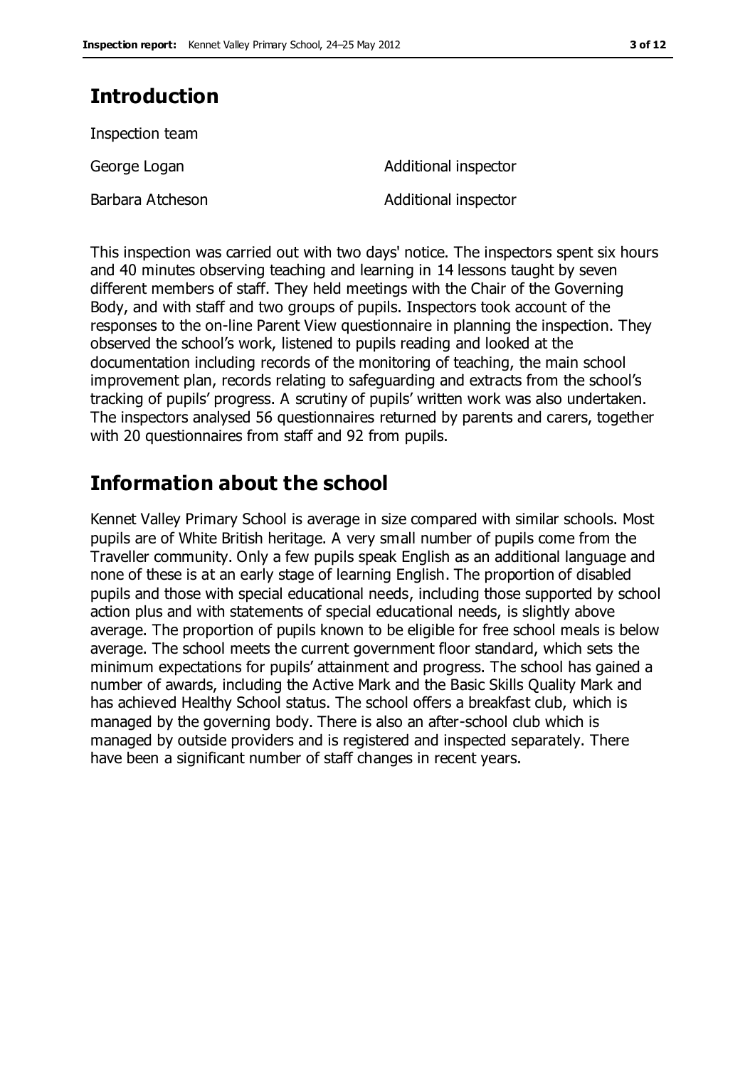## Introduction

Inspection team

| | |
|---|---|
| George Logan | Additional inspector |
| Barbara Atcheson | Additional inspector |

This inspection was carried out with two days' notice. The inspectors spent six hours and 40 minutes observing teaching and learning in 14 lessons taught by seven different members of staff. They held meetings with the Chair of the Governing Body, and with staff and two groups of pupils. Inspectors took account of the responses to the on-line Parent View questionnaire in planning the inspection. They observed the school's work, listened to pupils reading and looked at the documentation including records of the monitoring of teaching, the main school improvement plan, records relating to safeguarding and extracts from the school's tracking of pupils' progress. A scrutiny of pupils' written work was also undertaken. The inspectors analysed 56 questionnaires returned by parents and carers, together with 20 questionnaires from staff and 92 from pupils.

## Information about the school

Kennet Valley Primary School is average in size compared with similar schools. Most pupils are of White British heritage. A very small number of pupils come from the Traveller community. Only a few pupils speak English as an additional language and none of these is at an early stage of learning English. The proportion of disabled pupils and those with special educational needs, including those supported by school action plus and with statements of special educational needs, is slightly above average. The proportion of pupils known to be eligible for free school meals is below average. The school meets the current government floor standard, which sets the minimum expectations for pupils' attainment and progress. The school has gained a number of awards, including the Active Mark and the Basic Skills Quality Mark and has achieved Healthy School status. The school offers a breakfast club, which is managed by the governing body. There is also an after-school club which is managed by outside providers and is registered and inspected separately. There have been a significant number of staff changes in recent years.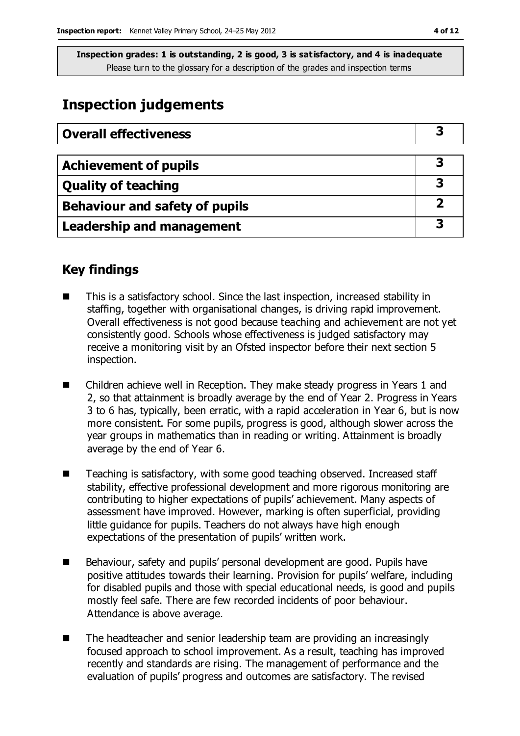**Inspection grades: 1 is outstanding, 2 is good, 3 is satisfactory, and 4 is inadequate**
Please turn to the glossary for a description of the grades and inspection terms

# Inspection judgements

| Overall effectiveness | 3 |
|---|---|

| Achievement of pupils | 3 |
|---|---|
| Quality of teaching | 3 |
| Behaviour and safety of pupils | 2 |
| Leadership and management | 3 |

## Key findings

- This is a satisfactory school. Since the last inspection, increased stability in staffing, together with organisational changes, is driving rapid improvement. Overall effectiveness is not good because teaching and achievement are not yet consistently good. Schools whose effectiveness is judged satisfactory may receive a monitoring visit by an Ofsted inspector before their next section 5 inspection.
- Children achieve well in Reception. They make steady progress in Years 1 and 2, so that attainment is broadly average by the end of Year 2. Progress in Years 3 to 6 has, typically, been erratic, with a rapid acceleration in Year 6, but is now more consistent. For some pupils, progress is good, although slower across the year groups in mathematics than in reading or writing. Attainment is broadly average by the end of Year 6.
- Teaching is satisfactory, with some good teaching observed. Increased staff stability, effective professional development and more rigorous monitoring are contributing to higher expectations of pupils' achievement. Many aspects of assessment have improved. However, marking is often superficial, providing little guidance for pupils. Teachers do not always have high enough expectations of the presentation of pupils' written work.
- Behaviour, safety and pupils' personal development are good. Pupils have positive attitudes towards their learning. Provision for pupils' welfare, including for disabled pupils and those with special educational needs, is good and pupils mostly feel safe. There are few recorded incidents of poor behaviour. Attendance is above average.
- The headteacher and senior leadership team are providing an increasingly focused approach to school improvement. As a result, teaching has improved recently and standards are rising. The management of performance and the evaluation of pupils' progress and outcomes are satisfactory. The revised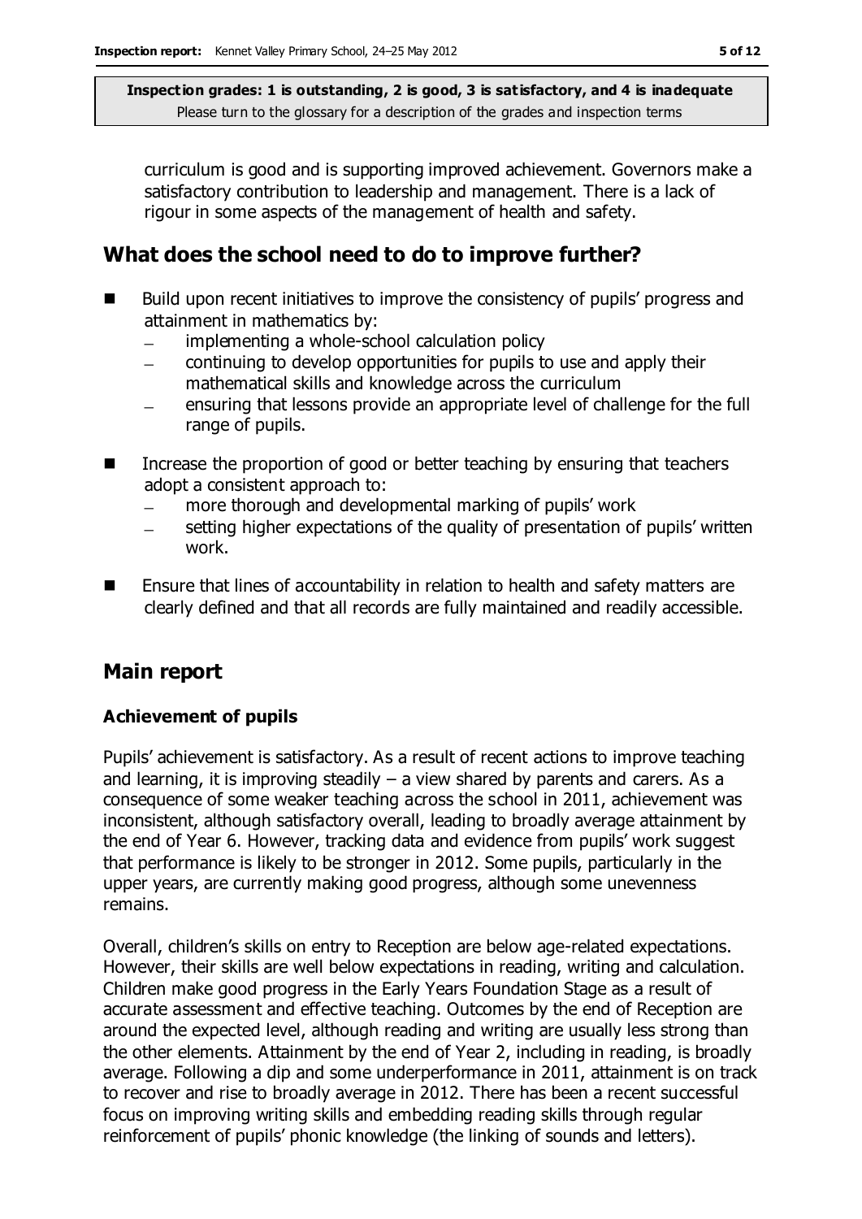curriculum is good and is supporting improved achievement. Governors make a satisfactory contribution to leadership and management. There is a lack of rigour in some aspects of the management of health and safety.

## What does the school need to do to improve further?

- Build upon recent initiatives to improve the consistency of pupils' progress and attainment in mathematics by:
  - implementing a whole-school calculation policy
  - continuing to develop opportunities for pupils to use and apply their mathematical skills and knowledge across the curriculum
  - ensuring that lessons provide an appropriate level of challenge for the full range of pupils.
- Increase the proportion of good or better teaching by ensuring that teachers adopt a consistent approach to:
  - more thorough and developmental marking of pupils' work
  - setting higher expectations of the quality of presentation of pupils' written work.
- Ensure that lines of accountability in relation to health and safety matters are clearly defined and that all records are fully maintained and readily accessible.

## Main report

### Achievement of pupils

Pupils' achievement is satisfactory. As a result of recent actions to improve teaching and learning, it is improving steadily – a view shared by parents and carers. As a consequence of some weaker teaching across the school in 2011, achievement was inconsistent, although satisfactory overall, leading to broadly average attainment by the end of Year 6. However, tracking data and evidence from pupils' work suggest that performance is likely to be stronger in 2012. Some pupils, particularly in the upper years, are currently making good progress, although some unevenness remains.

Overall, children's skills on entry to Reception are below age-related expectations. However, their skills are well below expectations in reading, writing and calculation. Children make good progress in the Early Years Foundation Stage as a result of accurate assessment and effective teaching. Outcomes by the end of Reception are around the expected level, although reading and writing are usually less strong than the other elements. Attainment by the end of Year 2, including in reading, is broadly average. Following a dip and some underperformance in 2011, attainment is on track to recover and rise to broadly average in 2012. There has been a recent successful focus on improving writing skills and embedding reading skills through regular reinforcement of pupils' phonic knowledge (the linking of sounds and letters).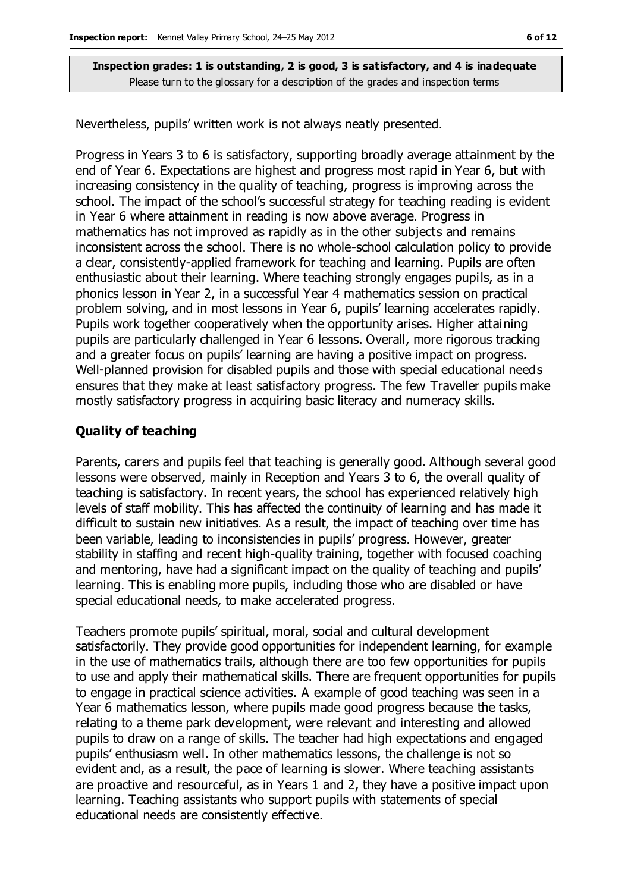Nevertheless, pupils' written work is not always neatly presented.

Progress in Years 3 to 6 is satisfactory, supporting broadly average attainment by the end of Year 6. Expectations are highest and progress most rapid in Year 6, but with increasing consistency in the quality of teaching, progress is improving across the school. The impact of the school's successful strategy for teaching reading is evident in Year 6 where attainment in reading is now above average. Progress in mathematics has not improved as rapidly as in the other subjects and remains inconsistent across the school. There is no whole-school calculation policy to provide a clear, consistently-applied framework for teaching and learning. Pupils are often enthusiastic about their learning. Where teaching strongly engages pupils, as in a phonics lesson in Year 2, in a successful Year 4 mathematics session on practical problem solving, and in most lessons in Year 6, pupils' learning accelerates rapidly. Pupils work together cooperatively when the opportunity arises. Higher attaining pupils are particularly challenged in Year 6 lessons. Overall, more rigorous tracking and a greater focus on pupils' learning are having a positive impact on progress. Well-planned provision for disabled pupils and those with special educational needs ensures that they make at least satisfactory progress. The few Traveller pupils make mostly satisfactory progress in acquiring basic literacy and numeracy skills.

### Quality of teaching

Parents, carers and pupils feel that teaching is generally good. Although several good lessons were observed, mainly in Reception and Years 3 to 6, the overall quality of teaching is satisfactory. In recent years, the school has experienced relatively high levels of staff mobility. This has affected the continuity of learning and has made it difficult to sustain new initiatives. As a result, the impact of teaching over time has been variable, leading to inconsistencies in pupils' progress. However, greater stability in staffing and recent high-quality training, together with focused coaching and mentoring, have had a significant impact on the quality of teaching and pupils' learning. This is enabling more pupils, including those who are disabled or have special educational needs, to make accelerated progress.

Teachers promote pupils' spiritual, moral, social and cultural development satisfactorily. They provide good opportunities for independent learning, for example in the use of mathematics trails, although there are too few opportunities for pupils to use and apply their mathematical skills. There are frequent opportunities for pupils to engage in practical science activities. A example of good teaching was seen in a Year 6 mathematics lesson, where pupils made good progress because the tasks, relating to a theme park development, were relevant and interesting and allowed pupils to draw on a range of skills. The teacher had high expectations and engaged pupils' enthusiasm well. In other mathematics lessons, the challenge is not so evident and, as a result, the pace of learning is slower. Where teaching assistants are proactive and resourceful, as in Years 1 and 2, they have a positive impact upon learning. Teaching assistants who support pupils with statements of special educational needs are consistently effective.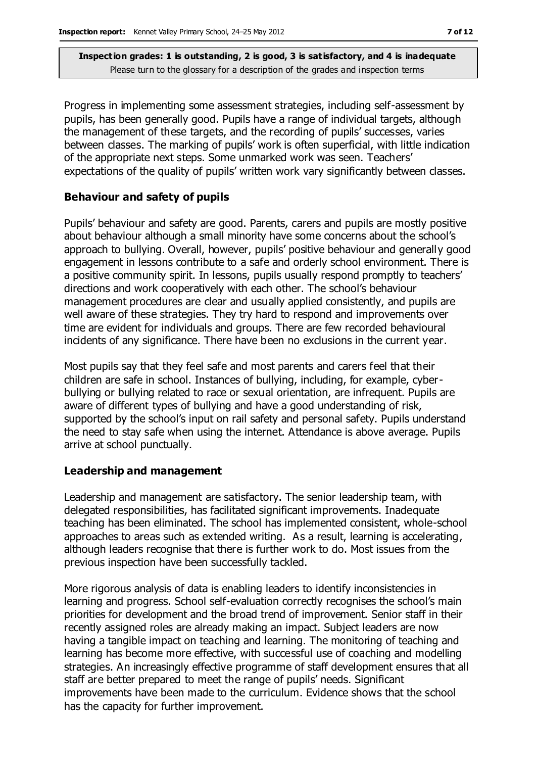**Inspection grades: 1 is outstanding, 2 is good, 3 is satisfactory, and 4 is inadequate**
Please turn to the glossary for a description of the grades and inspection terms

Progress in implementing some assessment strategies, including self-assessment by pupils, has been generally good. Pupils have a range of individual targets, although the management of these targets, and the recording of pupils' successes, varies between classes. The marking of pupils' work is often superficial, with little indication of the appropriate next steps. Some unmarked work was seen. Teachers' expectations of the quality of pupils' written work vary significantly between classes.

### Behaviour and safety of pupils

Pupils' behaviour and safety are good. Parents, carers and pupils are mostly positive about behaviour although a small minority have some concerns about the school's approach to bullying. Overall, however, pupils' positive behaviour and generally good engagement in lessons contribute to a safe and orderly school environment. There is a positive community spirit. In lessons, pupils usually respond promptly to teachers' directions and work cooperatively with each other. The school's behaviour management procedures are clear and usually applied consistently, and pupils are well aware of these strategies. They try hard to respond and improvements over time are evident for individuals and groups. There are few recorded behavioural incidents of any significance. There have been no exclusions in the current year.

Most pupils say that they feel safe and most parents and carers feel that their children are safe in school. Instances of bullying, including, for example, cyber-bullying or bullying related to race or sexual orientation, are infrequent. Pupils are aware of different types of bullying and have a good understanding of risk, supported by the school's input on rail safety and personal safety. Pupils understand the need to stay safe when using the internet. Attendance is above average. Pupils arrive at school punctually.

### Leadership and management

Leadership and management are satisfactory. The senior leadership team, with delegated responsibilities, has facilitated significant improvements. Inadequate teaching has been eliminated. The school has implemented consistent, whole-school approaches to areas such as extended writing. As a result, learning is accelerating, although leaders recognise that there is further work to do. Most issues from the previous inspection have been successfully tackled.

More rigorous analysis of data is enabling leaders to identify inconsistencies in learning and progress. School self-evaluation correctly recognises the school's main priorities for development and the broad trend of improvement. Senior staff in their recently assigned roles are already making an impact. Subject leaders are now having a tangible impact on teaching and learning. The monitoring of teaching and learning has become more effective, with successful use of coaching and modelling strategies. An increasingly effective programme of staff development ensures that all staff are better prepared to meet the range of pupils' needs. Significant improvements have been made to the curriculum. Evidence shows that the school has the capacity for further improvement.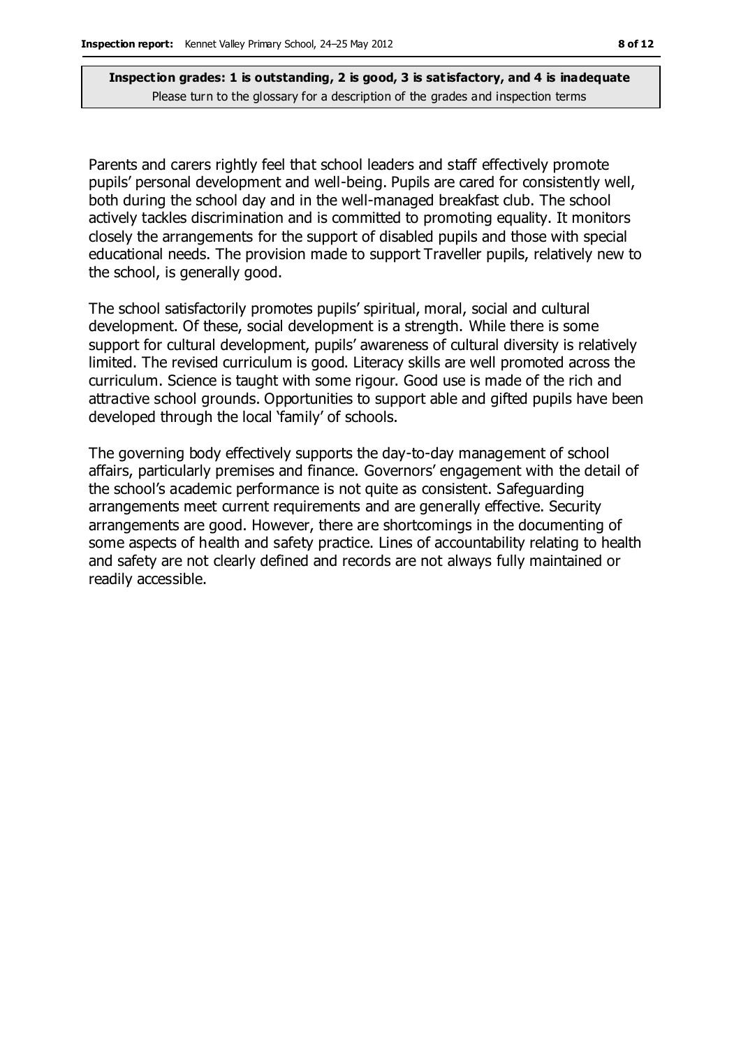**Inspection grades: 1 is outstanding, 2 is good, 3 is satisfactory, and 4 is inadequate**
Please turn to the glossary for a description of the grades and inspection terms

Parents and carers rightly feel that school leaders and staff effectively promote pupils' personal development and well-being. Pupils are cared for consistently well, both during the school day and in the well-managed breakfast club. The school actively tackles discrimination and is committed to promoting equality. It monitors closely the arrangements for the support of disabled pupils and those with special educational needs. The provision made to support Traveller pupils, relatively new to the school, is generally good.

The school satisfactorily promotes pupils' spiritual, moral, social and cultural development. Of these, social development is a strength. While there is some support for cultural development, pupils' awareness of cultural diversity is relatively limited. The revised curriculum is good. Literacy skills are well promoted across the curriculum. Science is taught with some rigour. Good use is made of the rich and attractive school grounds. Opportunities to support able and gifted pupils have been developed through the local 'family' of schools.

The governing body effectively supports the day-to-day management of school affairs, particularly premises and finance. Governors' engagement with the detail of the school's academic performance is not quite as consistent. Safeguarding arrangements meet current requirements and are generally effective. Security arrangements are good. However, there are shortcomings in the documenting of some aspects of health and safety practice. Lines of accountability relating to health and safety are not clearly defined and records are not always fully maintained or readily accessible.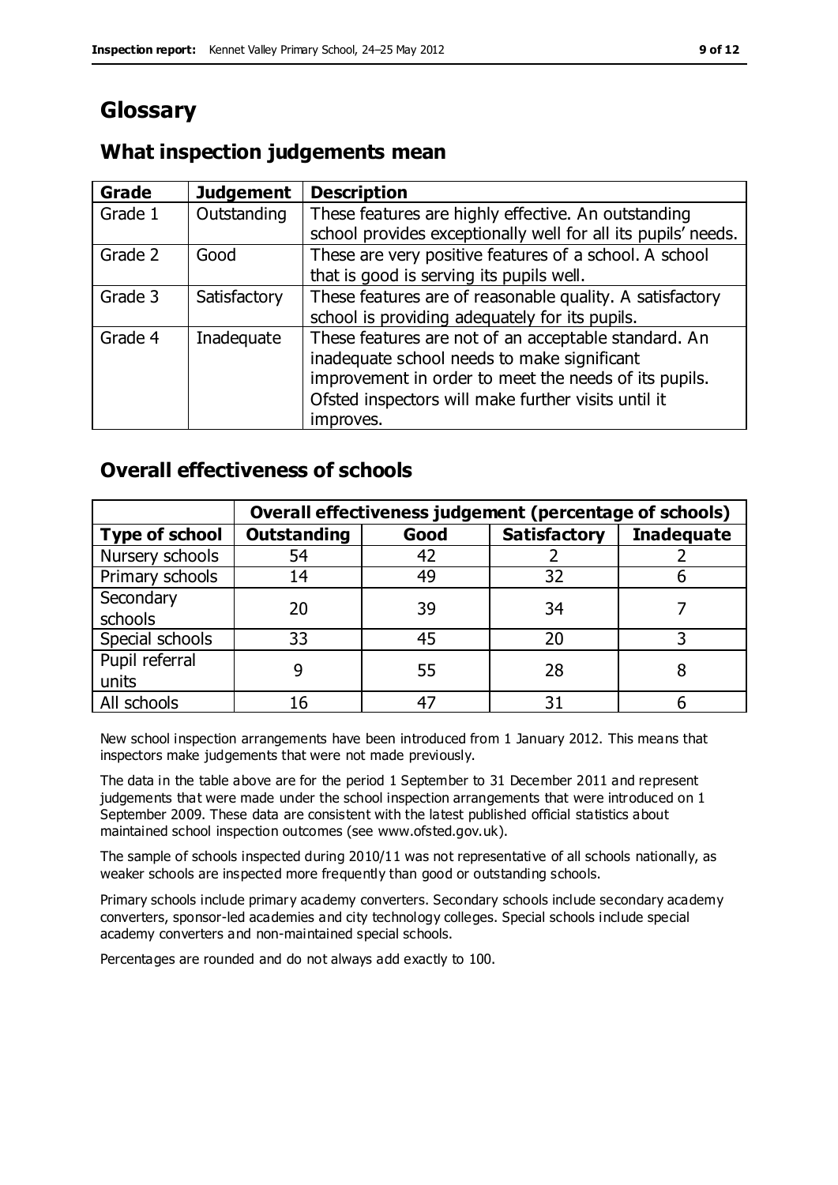# Glossary

## What inspection judgements mean

| Grade | Judgement | Description |
|---|---|---|
| Grade 1 | Outstanding | These features are highly effective. An outstanding school provides exceptionally well for all its pupils' needs. |
| Grade 2 | Good | These are very positive features of a school. A school that is good is serving its pupils well. |
| Grade 3 | Satisfactory | These features are of reasonable quality. A satisfactory school is providing adequately for its pupils. |
| Grade 4 | Inadequate | These features are not of an acceptable standard. An inadequate school needs to make significant improvement in order to meet the needs of its pupils. Ofsted inspectors will make further visits until it improves. |

## Overall effectiveness of schools

| | **Overall effectiveness judgement (percentage of schools)** | | | |
|---|---|---|---|---|
| **Type of school** | **Outstanding** | **Good** | **Satisfactory** | **Inadequate** |
| Nursery schools | 54 | 42 | 2 | 2 |
| Primary schools | 14 | 49 | 32 | 6 |
| Secondary schools | 20 | 39 | 34 | 7 |
| Special schools | 33 | 45 | 20 | 3 |
| Pupil referral units | 9 | 55 | 28 | 8 |
| All schools | 16 | 47 | 31 | 6 |

New school inspection arrangements have been introduced from 1 January 2012. This means that inspectors make judgements that were not made previously.

The data in the table above are for the period 1 September to 31 December 2011 and represent judgements that were made under the school inspection arrangements that were introduced on 1 September 2009. These data are consistent with the latest published official statistics about maintained school inspection outcomes (see www.ofsted.gov.uk).

The sample of schools inspected during 2010/11 was not representative of all schools nationally, as weaker schools are inspected more frequently than good or outstanding schools.

Primary schools include primary academy converters. Secondary schools include secondary academy converters, sponsor-led academies and city technology colleges. Special schools include special academy converters and non-maintained special schools.

Percentages are rounded and do not always add exactly to 100.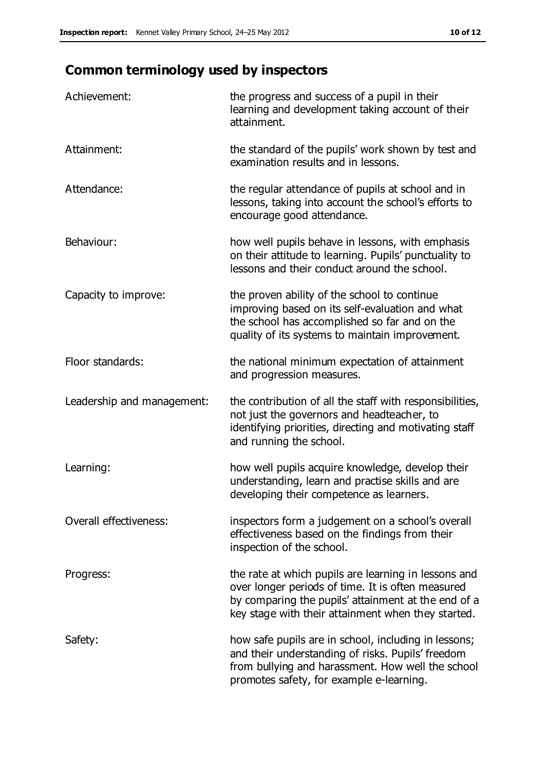## Common terminology used by inspectors

| | |
|---|---|
| Achievement: | the progress and success of a pupil in their learning and development taking account of their attainment. |
| Attainment: | the standard of the pupils' work shown by test and examination results and in lessons. |
| Attendance: | the regular attendance of pupils at school and in lessons, taking into account the school's efforts to encourage good attendance. |
| Behaviour: | how well pupils behave in lessons, with emphasis on their attitude to learning. Pupils' punctuality to lessons and their conduct around the school. |
| Capacity to improve: | the proven ability of the school to continue improving based on its self-evaluation and what the school has accomplished so far and on the quality of its systems to maintain improvement. |
| Floor standards: | the national minimum expectation of attainment and progression measures. |
| Leadership and management: | the contribution of all the staff with responsibilities, not just the governors and headteacher, to identifying priorities, directing and motivating staff and running the school. |
| Learning: | how well pupils acquire knowledge, develop their understanding, learn and practise skills and are developing their competence as learners. |
| Overall effectiveness: | inspectors form a judgement on a school's overall effectiveness based on the findings from their inspection of the school. |
| Progress: | the rate at which pupils are learning in lessons and over longer periods of time. It is often measured by comparing the pupils' attainment at the end of a key stage with their attainment when they started. |
| Safety: | how safe pupils are in school, including in lessons; and their understanding of risks. Pupils' freedom from bullying and harassment. How well the school promotes safety, for example e-learning. |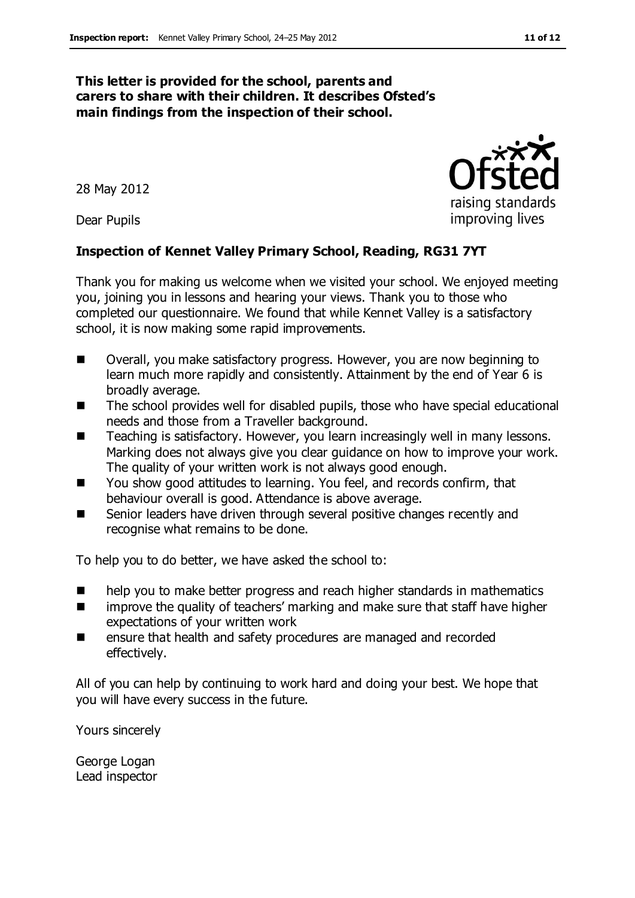**This letter is provided for the school, parents and carers to share with their children. It describes Ofsted's main findings from the inspection of their school.**

28 May 2012

Dear Pupils

**Inspection of Kennet Valley Primary School, Reading, RG31 7YT**

Thank you for making us welcome when we visited your school. We enjoyed meeting you, joining you in lessons and hearing your views. Thank you to those who completed our questionnaire. We found that while Kennet Valley is a satisfactory school, it is now making some rapid improvements.

- Overall, you make satisfactory progress. However, you are now beginning to learn much more rapidly and consistently. Attainment by the end of Year 6 is broadly average.
- The school provides well for disabled pupils, those who have special educational needs and those from a Traveller background.
- Teaching is satisfactory. However, you learn increasingly well in many lessons. Marking does not always give you clear guidance on how to improve your work. The quality of your written work is not always good enough.
- You show good attitudes to learning. You feel, and records confirm, that behaviour overall is good. Attendance is above average.
- Senior leaders have driven through several positive changes recently and recognise what remains to be done.

To help you to do better, we have asked the school to:

- help you to make better progress and reach higher standards in mathematics
- improve the quality of teachers' marking and make sure that staff have higher expectations of your written work
- ensure that health and safety procedures are managed and recorded effectively.

All of you can help by continuing to work hard and doing your best. We hope that you will have every success in the future.

Yours sincerely

George Logan
Lead inspector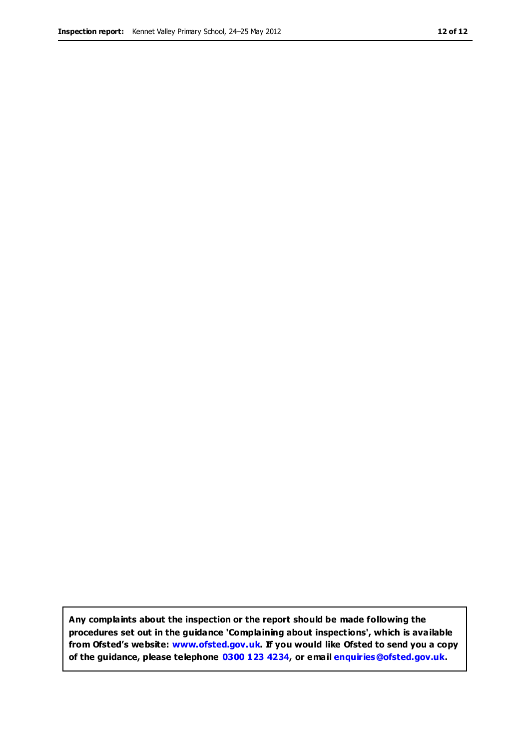**Any complaints about the inspection or the report should be made following the procedures set out in the guidance 'Complaining about inspections', which is available from Ofsted's website: www.ofsted.gov.uk. If you would like Ofsted to send you a copy of the guidance, please telephone 0300 123 4234, or email enquiries@ofsted.gov.uk.**